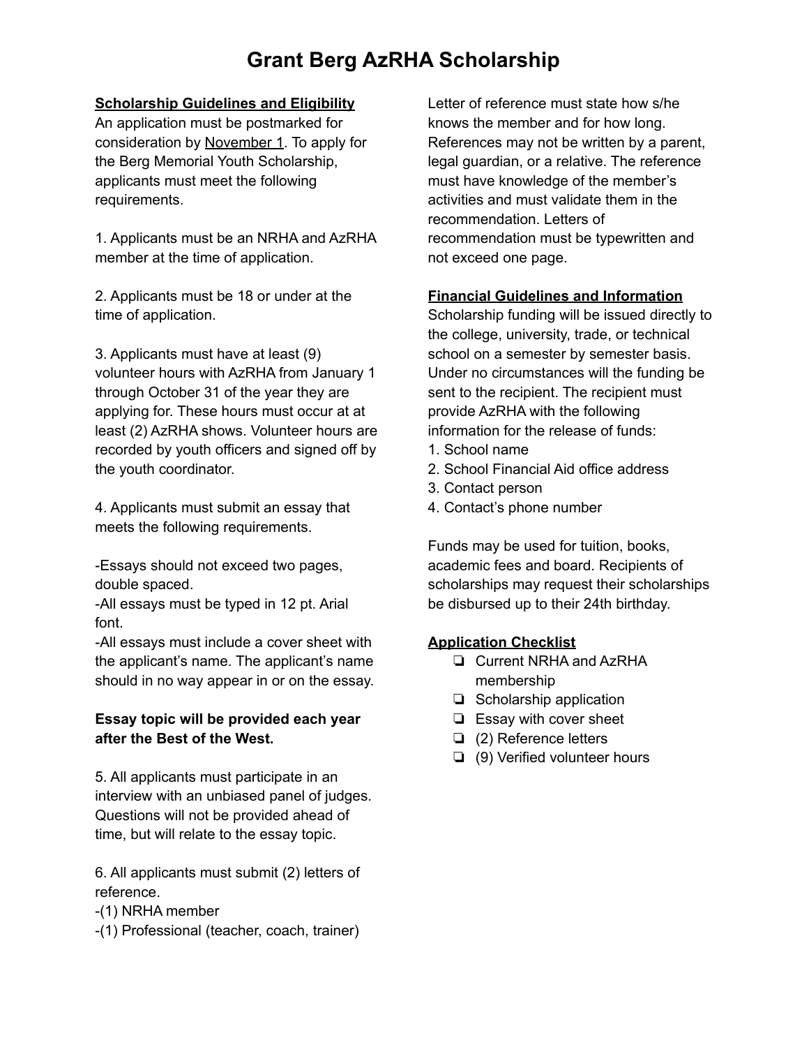# Grant Berg AzRHA Scholarship

## Scholarship Guidelines and Eligibility

An application must be postmarked for consideration by November 1. To apply for the Berg Memorial Youth Scholarship, applicants must meet the following requirements.

1. Applicants must be an NRHA and AzRHA member at the time of application.

2. Applicants must be 18 or under at the time of application.

3. Applicants must have at least (9) volunteer hours with AzRHA from January 1 through October 31 of the year they are applying for. These hours must occur at at least (2) AzRHA shows. Volunteer hours are recorded by youth officers and signed off by the youth coordinator.

4. Applicants must submit an essay that meets the following requirements.

-Essays should not exceed two pages, double spaced.
-All essays must be typed in 12 pt. Arial font.
-All essays must include a cover sheet with the applicant's name. The applicant's name should in no way appear in or on the essay.

**Essay topic will be provided each year after the Best of the West.**

5. All applicants must participate in an interview with an unbiased panel of judges. Questions will not be provided ahead of time, but will relate to the essay topic.

6. All applicants must submit (2) letters of reference.
-(1) NRHA member
-(1) Professional (teacher, coach, trainer)

Letter of reference must state how s/he knows the member and for how long. References may not be written by a parent, legal guardian, or a relative. The reference must have knowledge of the member's activities and must validate them in the recommendation. Letters of recommendation must be typewritten and not exceed one page.

## Financial Guidelines and Information

Scholarship funding will be issued directly to the college, university, trade, or technical school on a semester by semester basis. Under no circumstances will the funding be sent to the recipient. The recipient must provide AzRHA with the following information for the release of funds:

1. School name
2. School Financial Aid office address
3. Contact person
4. Contact's phone number

Funds may be used for tuition, books, academic fees and board. Recipients of scholarships may request their scholarships be disbursed up to their 24th birthday.

## Application Checklist

- ❏ Current NRHA and AzRHA membership
- ❏ Scholarship application
- ❏ Essay with cover sheet
- ❏ (2) Reference letters
- ❏ (9) Verified volunteer hours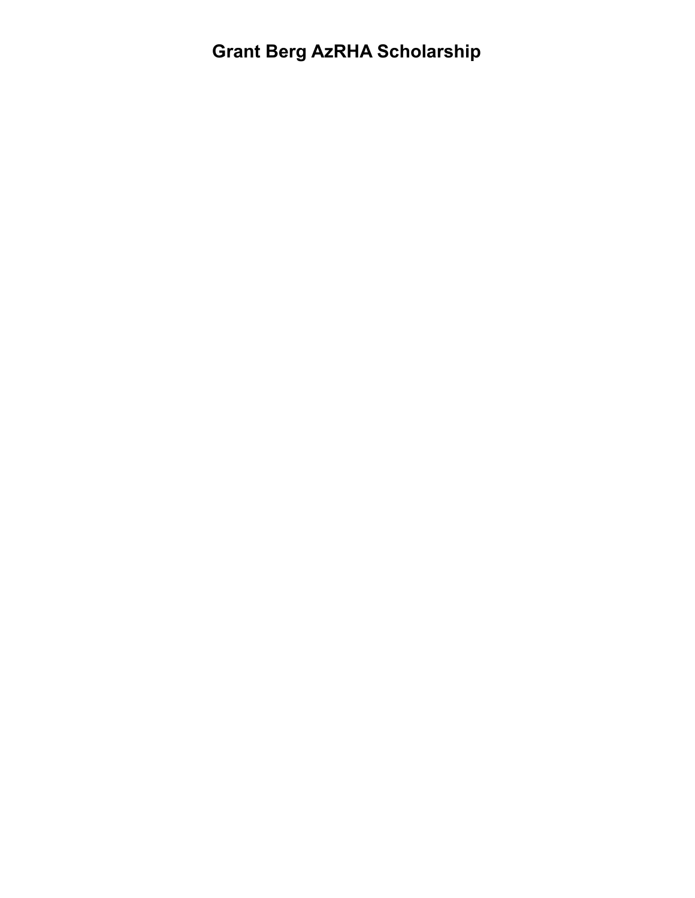# Grant Berg AzRHA Scholarship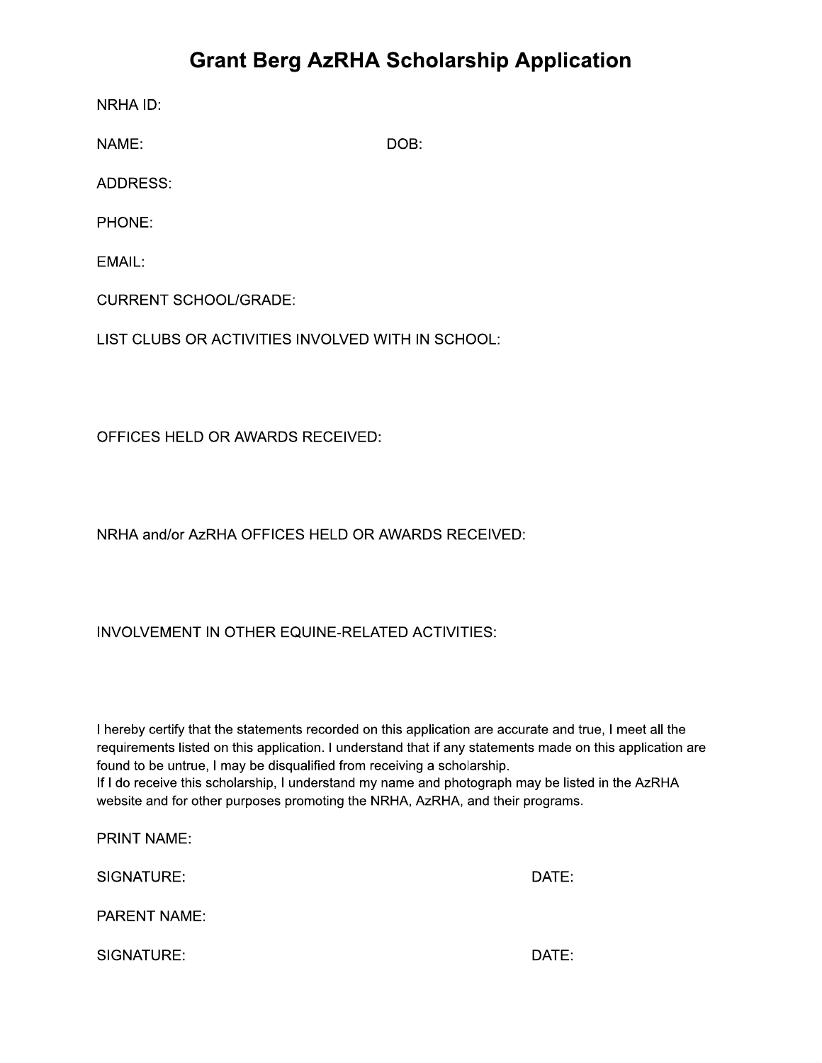# Grant Berg AzRHA Scholarship Application

NRHA ID:

NAME: DOB:

ADDRESS:

PHONE:

EMAIL:

CURRENT SCHOOL/GRADE:

LIST CLUBS OR ACTIVITIES INVOLVED WITH IN SCHOOL:

OFFICES HELD OR AWARDS RECEIVED:

NRHA and/or AzRHA OFFICES HELD OR AWARDS RECEIVED:

INVOLVEMENT IN OTHER EQUINE-RELATED ACTIVITIES:

I hereby certify that the statements recorded on this application are accurate and true, I meet all the requirements listed on this application. I understand that if any statements made on this application are found to be untrue, I may be disqualified from receiving a scholarship.
If I do receive this scholarship, I understand my name and photograph may be listed in the AzRHA website and for other purposes promoting the NRHA, AzRHA, and their programs.

PRINT NAME:

SIGNATURE: DATE:

PARENT NAME:

SIGNATURE: DATE: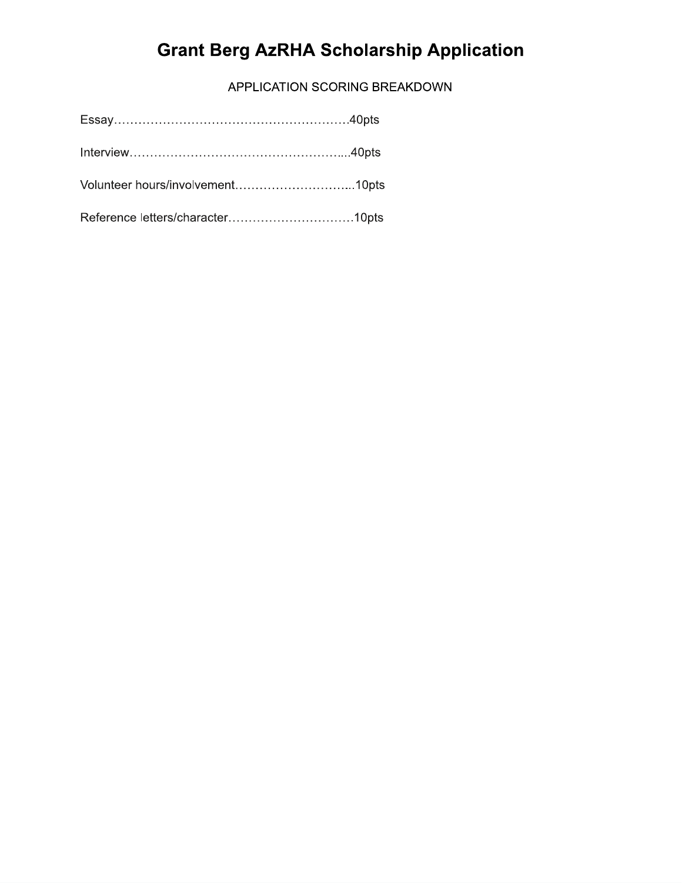# Grant Berg AzRHA Scholarship Application

APPLICATION SCORING BREAKDOWN

Essay………………………………………………….40pts

Interview……………………………………………....40pts

Volunteer hours/involvement………………………...10pts

Reference letters/character…………………………10pts